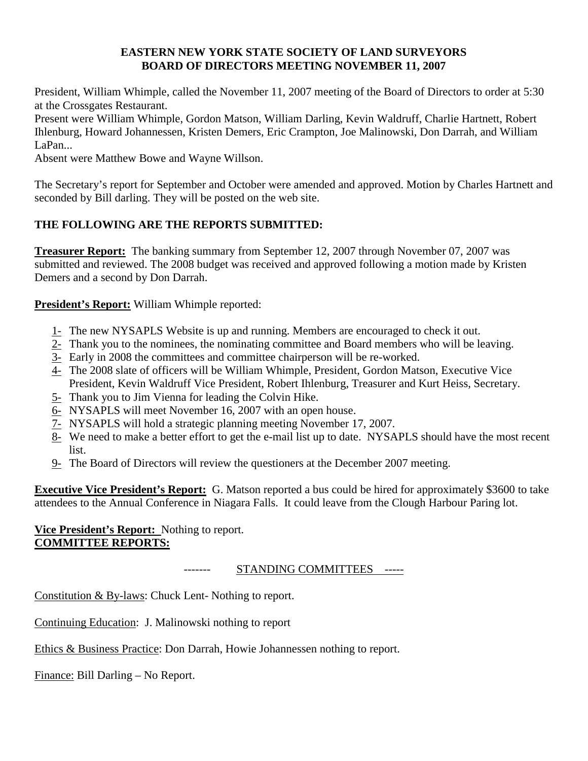**EASTERN NEW YORK STATE SOCIETY OF LAND SURVEYORS**
**BOARD OF DIRECTORS MEETING NOVEMBER 11, 2007**

President, William Whimple, called the November 11, 2007 meeting of the Board of Directors to order at 5:30 at the Crossgates Restaurant.
Present were William Whimple, Gordon Matson, William Darling, Kevin Waldruff, Charlie Hartnett, Robert Ihlenburg, Howard Johannessen, Kristen Demers, Eric Crampton, Joe Malinowski, Don Darrah, and William LaPan...
Absent were Matthew Bowe and Wayne Willson.

The Secretary's report for September and October were amended and approved. Motion by Charles Hartnett and seconded by Bill darling. They will be posted on the web site.

**THE FOLLOWING ARE THE REPORTS SUBMITTED:**

**Treasurer Report:** The banking summary from September 12, 2007 through November 07, 2007 was submitted and reviewed. The 2008 budget was received and approved following a motion made by Kristen Demers and a second by Don Darrah.

**President's Report:** William Whimple reported:

1- The new NYSAPLS Website is up and running. Members are encouraged to check it out.
2- Thank you to the nominees, the nominating committee and Board members who will be leaving.
3- Early in 2008 the committees and committee chairperson will be re-worked.
4- The 2008 slate of officers will be William Whimple, President, Gordon Matson, Executive Vice President, Kevin Waldruff Vice President, Robert Ihlenburg, Treasurer and Kurt Heiss, Secretary.
5- Thank you to Jim Vienna for leading the Colvin Hike.
6- NYSAPLS will meet November 16, 2007 with an open house.
7- NYSAPLS will hold a strategic planning meeting November 17, 2007.
8- We need to make a better effort to get the e-mail list up to date. NYSAPLS should have the most recent list.
9- The Board of Directors will review the questioners at the December 2007 meeting.

**Executive Vice President's Report:** G. Matson reported a bus could be hired for approximately $3600 to take attendees to the Annual Conference in Niagara Falls. It could leave from the Clough Harbour Paring lot.

**Vice President's Report:** Nothing to report.
**COMMITTEE REPORTS:**

------- STANDING COMMITTEES -----

Constitution & By-laws: Chuck Lent- Nothing to report.

Continuing Education: J. Malinowski nothing to report

Ethics & Business Practice: Don Darrah, Howie Johannessen nothing to report.

Finance: Bill Darling – No Report.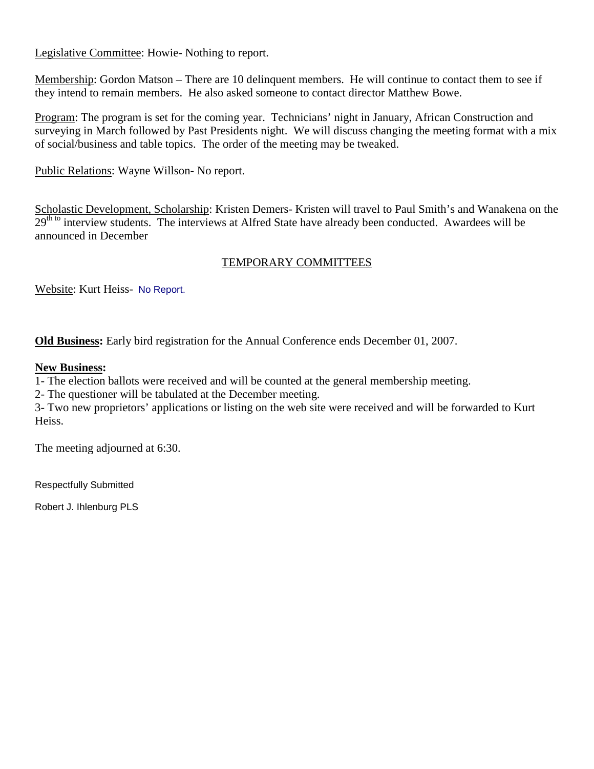Legislative Committee: Howie- Nothing to report.

Membership: Gordon Matson – There are 10 delinquent members. He will continue to contact them to see if they intend to remain members. He also asked someone to contact director Matthew Bowe.

Program: The program is set for the coming year. Technicians' night in January, African Construction and surveying in March followed by Past Presidents night. We will discuss changing the meeting format with a mix of social/business and table topics. The order of the meeting may be tweaked.

Public Relations: Wayne Willson- No report.

Scholastic Development, Scholarship: Kristen Demers- Kristen will travel to Paul Smith's and Wanakena on the 29th to interview students. The interviews at Alfred State have already been conducted. Awardees will be announced in December

## TEMPORARY COMMITTEES

Website: Kurt Heiss- No Report.

**Old Business:** Early bird registration for the Annual Conference ends December 01, 2007.

**New Business:**

1- The election ballots were received and will be counted at the general membership meeting.
2- The questioner will be tabulated at the December meeting.
3- Two new proprietors' applications or listing on the web site were received and will be forwarded to Kurt Heiss.

The meeting adjourned at 6:30.

Respectfully Submitted

Robert J. Ihlenburg PLS